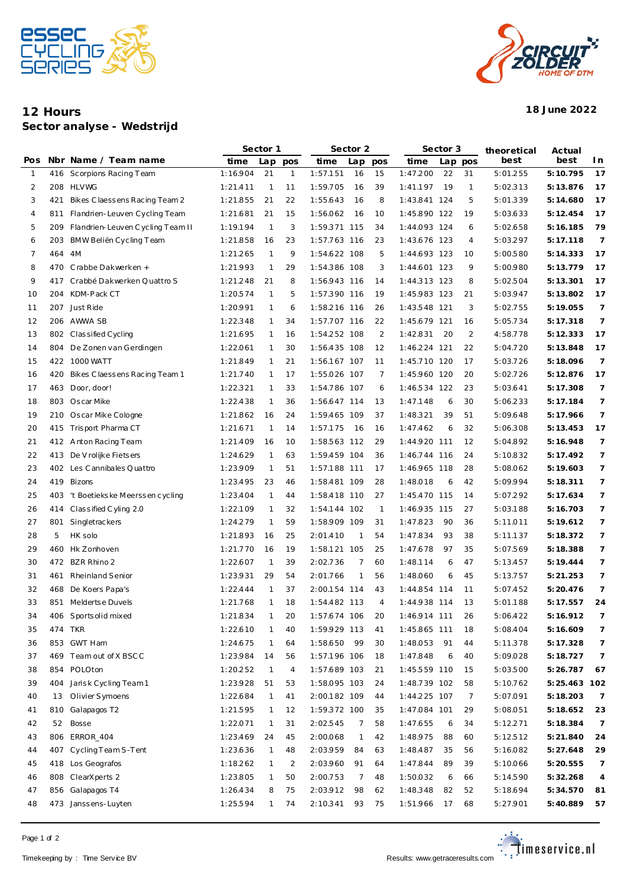# 12 Hours

## Sector analyse - Wedstrijd

18 June 2022

| Pos | Nbr | Name / Team name | Sector 1 | | | Sector 2 | | | Sector 3 | | | theoretical best | Actual best | In |
|---|---|---|---|---|---|---|---|---|---|---|---|---|---|---|
| | | | time | Lap | pos | time | Lap | pos | time | Lap | pos | | | |
| 1 | 416 | Scorpions Racing Team | 1:16.904 | 21 | 1 | 1:57.151 | 16 | 15 | 1:47.200 | 22 | 31 | 5:01.255 | **5:10.795** | **17** |
| 2 | 208 | HLVWG | 1:21.411 | 1 | 11 | 1:59.705 | 16 | 39 | 1:41.197 | 19 | 1 | 5:02.313 | **5:13.876** | **17** |
| 3 | 421 | Bikes Claessens Racing Team 2 | 1:21.855 | 21 | 22 | 1:55.643 | 16 | 8 | 1:43.841 | 124 | 5 | 5:01.339 | **5:14.680** | **17** |
| 4 | 811 | Flandrien-Leuven Cycling Team | 1:21.681 | 21 | 15 | 1:56.062 | 16 | 10 | 1:45.890 | 122 | 19 | 5:03.633 | **5:12.454** | **17** |
| 5 | 209 | Flandrien-Leuven Cycling Team II | 1:19.194 | 1 | 3 | 1:59.371 | 115 | 34 | 1:44.093 | 124 | 6 | 5:02.658 | **5:16.185** | **79** |
| 6 | 203 | BMW Beliën Cycling Team | 1:21.858 | 16 | 23 | 1:57.763 | 116 | 23 | 1:43.676 | 123 | 4 | 5:03.297 | **5:17.118** | **7** |
| 7 | 464 | 4M | 1:21.265 | 1 | 9 | 1:54.622 | 108 | 5 | 1:44.693 | 123 | 10 | 5:00.580 | **5:14.333** | **17** |
| 8 | 470 | Crabbe Dakwerken + | 1:21.993 | 1 | 29 | 1:54.386 | 108 | 3 | 1:44.601 | 123 | 9 | 5:00.980 | **5:13.779** | **17** |
| 9 | 417 | Crabbé Dakwerken Quattro S | 1:21.248 | 21 | 8 | 1:56.943 | 116 | 14 | 1:44.313 | 123 | 8 | 5:02.504 | **5:13.301** | **17** |
| 10 | 204 | KDM-Pack CT | 1:20.574 | 1 | 5 | 1:57.390 | 116 | 19 | 1:45.983 | 123 | 21 | 5:03.947 | **5:13.802** | **17** |
| 11 | 207 | Just Ride | 1:20.991 | 1 | 6 | 1:58.216 | 116 | 26 | 1:43.548 | 121 | 3 | 5:02.755 | **5:19.055** | **7** |
| 12 | 206 | AWWA SB | 1:22.348 | 1 | 34 | 1:57.707 | 116 | 22 | 1:45.679 | 121 | 16 | 5:05.734 | **5:17.318** | **7** |
| 13 | 802 | Classified Cycling | 1:21.695 | 1 | 16 | 1:54.252 | 108 | 2 | 1:42.831 | 20 | 2 | 4:58.778 | **5:12.333** | **17** |
| 14 | 804 | De Zonen van Gerdingen | 1:22.061 | 1 | 30 | 1:56.435 | 108 | 12 | 1:46.224 | 121 | 22 | 5:04.720 | **5:13.848** | **17** |
| 15 | 422 | 1000 WATT | 1:21.849 | 1 | 21 | 1:56.167 | 107 | 11 | 1:45.710 | 120 | 17 | 5:03.726 | **5:18.096** | **7** |
| 16 | 420 | Bikes Claessens Racing Team 1 | 1:21.740 | 1 | 17 | 1:55.026 | 107 | 7 | 1:45.960 | 120 | 20 | 5:02.726 | **5:12.876** | **17** |
| 17 | 463 | Door, door! | 1:22.321 | 1 | 33 | 1:54.786 | 107 | 6 | 1:46.534 | 122 | 23 | 5:03.641 | **5:17.308** | **7** |
| 18 | 803 | Oscar Mike | 1:22.438 | 1 | 36 | 1:56.647 | 114 | 13 | 1:47.148 | 6 | 30 | 5:06.233 | **5:17.184** | **7** |
| 19 | 210 | Oscar Mike Cologne | 1:21.862 | 16 | 24 | 1:59.465 | 109 | 37 | 1:48.321 | 39 | 51 | 5:09.648 | **5:17.966** | **7** |
| 20 | 415 | Trisport Pharma CT | 1:21.671 | 1 | 14 | 1:57.175 | 16 | 16 | 1:47.462 | 6 | 32 | 5:06.308 | **5:13.453** | **17** |
| 21 | 412 | Anton Racing Team | 1:21.409 | 16 | 10 | 1:58.563 | 112 | 29 | 1:44.920 | 111 | 12 | 5:04.892 | **5:16.948** | **7** |
| 22 | 413 | De Vrolijke Fietsers | 1:24.629 | 1 | 63 | 1:59.459 | 104 | 36 | 1:46.744 | 116 | 24 | 5:10.832 | **5:17.492** | **7** |
| 23 | 402 | Les Cannibales Quattro | 1:23.909 | 1 | 51 | 1:57.188 | 111 | 17 | 1:46.965 | 118 | 28 | 5:08.062 | **5:19.603** | **7** |
| 24 | 419 | Bizons | 1:23.495 | 23 | 46 | 1:58.481 | 109 | 28 | 1:48.018 | 6 | 42 | 5:09.994 | **5:18.311** | **7** |
| 25 | 403 | 't Boetiekske Meerssen cycling | 1:23.404 | 1 | 44 | 1:58.418 | 110 | 27 | 1:45.470 | 115 | 14 | 5:07.292 | **5:17.634** | **7** |
| 26 | 414 | Classified Cyling 2.0 | 1:22.109 | 1 | 32 | 1:54.144 | 102 | 1 | 1:46.935 | 115 | 27 | 5:03.188 | **5:16.703** | **7** |
| 27 | 801 | Singletrackers | 1:24.279 | 1 | 59 | 1:58.909 | 109 | 31 | 1:47.823 | 90 | 36 | 5:11.011 | **5:19.612** | **7** |
| 28 | 5 | HK solo | 1:21.893 | 16 | 25 | 2:01.410 | 1 | 54 | 1:47.834 | 93 | 38 | 5:11.137 | **5:18.372** | **7** |
| 29 | 460 | Hk Zonhoven | 1:21.770 | 16 | 19 | 1:58.121 | 105 | 25 | 1:47.678 | 97 | 35 | 5:07.569 | **5:18.388** | **7** |
| 30 | 472 | BZR Rhino 2 | 1:22.607 | 1 | 39 | 2:02.736 | 7 | 60 | 1:48.114 | 6 | 47 | 5:13.457 | **5:19.444** | **7** |
| 31 | 461 | Rheinland Senior | 1:23.931 | 29 | 54 | 2:01.766 | 1 | 56 | 1:48.060 | 6 | 45 | 5:13.757 | **5:21.253** | **7** |
| 32 | 468 | De Koers Papa's | 1:22.444 | 1 | 37 | 2:00.154 | 114 | 43 | 1:44.854 | 114 | 11 | 5:07.452 | **5:20.476** | **7** |
| 33 | 851 | Meldertse Duvels | 1:21.768 | 1 | 18 | 1:54.482 | 113 | 4 | 1:44.938 | 114 | 13 | 5:01.188 | **5:17.557** | **24** |
| 34 | 406 | Sportsolid mixed | 1:21.834 | 1 | 20 | 1:57.674 | 106 | 20 | 1:46.914 | 111 | 26 | 5:06.422 | **5:16.912** | **7** |
| 35 | 474 | TKR | 1:22.610 | 1 | 40 | 1:59.929 | 113 | 41 | 1:45.865 | 111 | 18 | 5:08.404 | **5:16.609** | **7** |
| 36 | 853 | GWT Ham | 1:24.675 | 1 | 64 | 1:58.650 | 99 | 30 | 1:48.053 | 91 | 44 | 5:11.378 | **5:17.328** | **7** |
| 37 | 469 | Team out of X BSCC | 1:23.984 | 14 | 56 | 1:57.196 | 106 | 18 | 1:47.848 | 6 | 40 | 5:09.028 | **5:18.727** | **7** |
| 38 | 854 | POLOton | 1:20.252 | 1 | 4 | 1:57.689 | 103 | 21 | 1:45.559 | 110 | 15 | 5:03.500 | **5:26.787** | **67** |
| 39 | 404 | Jarisk Cycling Team 1 | 1:23.928 | 51 | 53 | 1:58.095 | 103 | 24 | 1:48.739 | 102 | 58 | 5:10.762 | **5:25.463** | **102** |
| 40 | 13 | Olivier Symoens | 1:22.684 | 1 | 41 | 2:00.182 | 109 | 44 | 1:44.225 | 107 | 7 | 5:07.091 | **5:18.203** | **7** |
| 41 | 810 | Galapagos T2 | 1:21.595 | 1 | 12 | 1:59.372 | 100 | 35 | 1:47.084 | 101 | 29 | 5:08.051 | **5:18.652** | **23** |
| 42 | 52 | Bosse | 1:22.071 | 1 | 31 | 2:02.545 | 7 | 58 | 1:47.655 | 6 | 34 | 5:12.271 | **5:18.384** | **7** |
| 43 | 806 | ERROR_404 | 1:23.469 | 24 | 45 | 2:00.068 | 1 | 42 | 1:48.975 | 88 | 60 | 5:12.512 | **5:21.840** | **24** |
| 44 | 407 | Cycling Team S-Tent | 1:23.636 | 1 | 48 | 2:03.959 | 84 | 63 | 1:48.487 | 35 | 56 | 5:16.082 | **5:27.648** | **29** |
| 45 | 418 | Los Geografos | 1:18.262 | 1 | 2 | 2:03.960 | 91 | 64 | 1:47.844 | 89 | 39 | 5:10.066 | **5:20.555** | **7** |
| 46 | 808 | ClearXperts 2 | 1:23.805 | 1 | 50 | 2:00.753 | 7 | 48 | 1:50.032 | 6 | 66 | 5:14.590 | **5:32.268** | **4** |
| 47 | 856 | Galapagos T4 | 1:26.434 | 8 | 75 | 2:03.912 | 98 | 62 | 1:48.348 | 82 | 52 | 5:18.694 | **5:34.570** | **81** |
| 48 | 473 | Janssens-Luyten | 1:25.594 | 1 | 74 | 2:10.341 | 93 | 75 | 1:51.966 | 17 | 68 | 5:27.901 | **5:40.889** | **57** |

Timekeeping by : Time Service BV

Results: www.getraceresults.com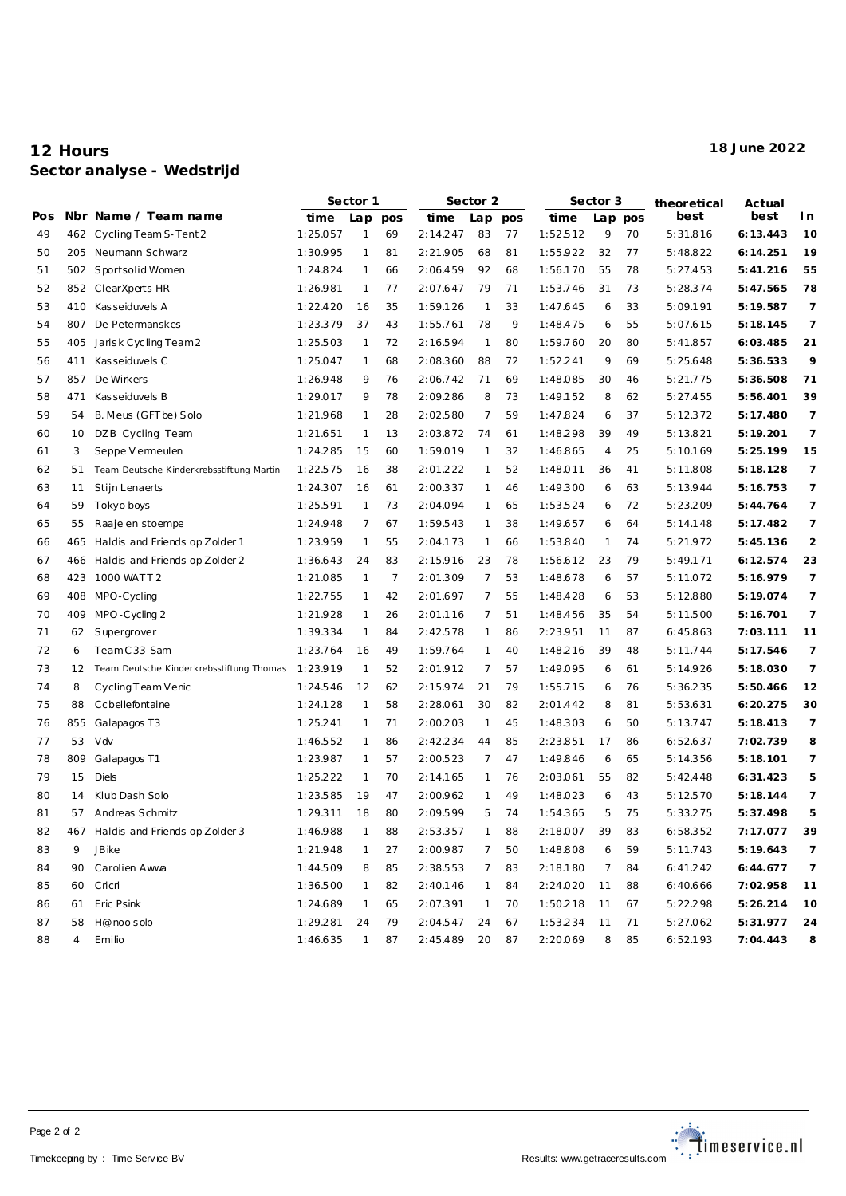# 12 Hours

**18 June 2022**

## Sector analyse - Wedstrijd

| | | | Sector 1 | | | Sector 2 | | | Sector 3 | | | theoretical | Actual | |
|---|---|---|---|---|---|---|---|---|---|---|---|---|---|---|
| Pos | Nbr | Name / Team name | time | Lap | pos | time | Lap | pos | time | Lap | pos | best | best | In |
| 49 | 462 | Cycling Team S-Tent 2 | 1:25.057 | 1 | 69 | 2:14.247 | 83 | 77 | 1:52.512 | 9 | 70 | 5:31.816 | **6:13.443** | **10** |
| 50 | 205 | Neumann Schwarz | 1:30.995 | 1 | 81 | 2:21.905 | 68 | 81 | 1:55.922 | 32 | 77 | 5:48.822 | **6:14.251** | **19** |
| 51 | 502 | Sportsolid Women | 1:24.824 | 1 | 66 | 2:06.459 | 92 | 68 | 1:56.170 | 55 | 78 | 5:27.453 | **5:41.216** | **55** |
| 52 | 852 | ClearXperts HR | 1:26.981 | 1 | 77 | 2:07.647 | 79 | 71 | 1:53.746 | 31 | 73 | 5:28.374 | **5:47.565** | **78** |
| 53 | 410 | Kasseiduvels A | 1:22.420 | 16 | 35 | 1:59.126 | 1 | 33 | 1:47.645 | 6 | 33 | 5:09.191 | **5:19.587** | **7** |
| 54 | 807 | De Petermanskes | 1:23.379 | 37 | 43 | 1:55.761 | 78 | 9 | 1:48.475 | 6 | 55 | 5:07.615 | **5:18.145** | **7** |
| 55 | 405 | Jarisk Cycling Team 2 | 1:25.503 | 1 | 72 | 2:16.594 | 1 | 80 | 1:59.760 | 20 | 80 | 5:41.857 | **6:03.485** | **21** |
| 56 | 411 | Kasseiduvels C | 1:25.047 | 1 | 68 | 2:08.360 | 88 | 72 | 1:52.241 | 9 | 69 | 5:25.648 | **5:36.533** | **9** |
| 57 | 857 | De Wirkers | 1:26.948 | 9 | 76 | 2:06.742 | 71 | 69 | 1:48.085 | 30 | 46 | 5:21.775 | **5:36.508** | **71** |
| 58 | 471 | Kasseiduvels B | 1:29.017 | 9 | 78 | 2:09.286 | 8 | 73 | 1:49.152 | 8 | 62 | 5:27.455 | **5:56.401** | **39** |
| 59 | 54 | B. Meus (GFTbe) Solo | 1:21.968 | 1 | 28 | 2:02.580 | 7 | 59 | 1:47.824 | 6 | 37 | 5:12.372 | **5:17.480** | **7** |
| 60 | 10 | DZB_Cycling_Team | 1:21.651 | 1 | 13 | 2:03.872 | 74 | 61 | 1:48.298 | 39 | 49 | 5:13.821 | **5:19.201** | **7** |
| 61 | 3 | Seppe Vermeulen | 1:24.285 | 15 | 60 | 1:59.019 | 1 | 32 | 1:46.865 | 4 | 25 | 5:10.169 | **5:25.199** | **15** |
| 62 | 51 | Team Deutsche Kinderkrebsstiftung Martin | 1:22.575 | 16 | 38 | 2:01.222 | 1 | 52 | 1:48.011 | 36 | 41 | 5:11.808 | **5:18.128** | **7** |
| 63 | 11 | Stijn Lenaerts | 1:24.307 | 16 | 61 | 2:00.337 | 1 | 46 | 1:49.300 | 6 | 63 | 5:13.944 | **5:16.753** | **7** |
| 64 | 59 | Tokyo boys | 1:25.591 | 1 | 73 | 2:04.094 | 1 | 65 | 1:53.524 | 6 | 72 | 5:23.209 | **5:44.764** | **7** |
| 65 | 55 | Raaje en stoempe | 1:24.948 | 7 | 67 | 1:59.543 | 1 | 38 | 1:49.657 | 6 | 64 | 5:14.148 | **5:17.482** | **7** |
| 66 | 465 | Haldis and Friends op Zolder 1 | 1:23.959 | 1 | 55 | 2:04.173 | 1 | 66 | 1:53.840 | 1 | 74 | 5:21.972 | **5:45.136** | **2** |
| 67 | 466 | Haldis and Friends op Zolder 2 | 1:36.643 | 24 | 83 | 2:15.916 | 23 | 78 | 1:56.612 | 23 | 79 | 5:49.171 | **6:12.574** | **23** |
| 68 | 423 | 1000 WATT 2 | 1:21.085 | 1 | 7 | 2:01.309 | 7 | 53 | 1:48.678 | 6 | 57 | 5:11.072 | **5:16.979** | **7** |
| 69 | 408 | MPO-Cycling | 1:22.755 | 1 | 42 | 2:01.697 | 7 | 55 | 1:48.428 | 6 | 53 | 5:12.880 | **5:19.074** | **7** |
| 70 | 409 | MPO-Cycling 2 | 1:21.928 | 1 | 26 | 2:01.116 | 7 | 51 | 1:48.456 | 35 | 54 | 5:11.500 | **5:16.701** | **7** |
| 71 | 62 | Supergrover | 1:39.334 | 1 | 84 | 2:42.578 | 1 | 86 | 2:23.951 | 11 | 87 | 6:45.863 | **7:03.111** | **11** |
| 72 | 6 | Team C33 Sam | 1:23.764 | 16 | 49 | 1:59.764 | 1 | 40 | 1:48.216 | 39 | 48 | 5:11.744 | **5:17.546** | **7** |
| 73 | 12 | Team Deutsche Kinderkrebsstiftung Thomas | 1:23.919 | 1 | 52 | 2:01.912 | 7 | 57 | 1:49.095 | 6 | 61 | 5:14.926 | **5:18.030** | **7** |
| 74 | 8 | Cycling Team Venic | 1:24.546 | 12 | 62 | 2:15.974 | 21 | 79 | 1:55.715 | 6 | 76 | 5:36.235 | **5:50.466** | **12** |
| 75 | 88 | Ccbellefontaine | 1:24.128 | 1 | 58 | 2:28.061 | 30 | 82 | 2:01.442 | 8 | 81 | 5:53.631 | **6:20.275** | **30** |
| 76 | 855 | Galapagos T3 | 1:25.241 | 1 | 71 | 2:00.203 | 1 | 45 | 1:48.303 | 6 | 50 | 5:13.747 | **5:18.413** | **7** |
| 77 | 53 | Vdv | 1:46.552 | 1 | 86 | 2:42.234 | 44 | 85 | 2:23.851 | 17 | 86 | 6:52.637 | **7:02.739** | **8** |
| 78 | 809 | Galapagos T1 | 1:23.987 | 1 | 57 | 2:00.523 | 7 | 47 | 1:49.846 | 6 | 65 | 5:14.356 | **5:18.101** | **7** |
| 79 | 15 | Diels | 1:25.222 | 1 | 70 | 2:14.165 | 1 | 76 | 2:03.061 | 55 | 82 | 5:42.448 | **6:31.423** | **5** |
| 80 | 14 | Klub Dash Solo | 1:23.585 | 19 | 47 | 2:00.962 | 1 | 49 | 1:48.023 | 6 | 43 | 5:12.570 | **5:18.144** | **7** |
| 81 | 57 | Andreas Schmitz | 1:29.311 | 18 | 80 | 2:09.599 | 5 | 74 | 1:54.365 | 5 | 75 | 5:33.275 | **5:37.498** | **5** |
| 82 | 467 | Haldis and Friends op Zolder 3 | 1:46.988 | 1 | 88 | 2:53.357 | 1 | 88 | 2:18.007 | 39 | 83 | 6:58.352 | **7:17.077** | **39** |
| 83 | 9 | JBike | 1:21.948 | 1 | 27 | 2:00.987 | 7 | 50 | 1:48.808 | 6 | 59 | 5:11.743 | **5:19.643** | **7** |
| 84 | 90 | Carolien Awwa | 1:44.509 | 8 | 85 | 2:38.553 | 7 | 83 | 2:18.180 | 7 | 84 | 6:41.242 | **6:44.677** | **7** |
| 85 | 60 | Cricri | 1:36.500 | 1 | 82 | 2:40.146 | 1 | 84 | 2:24.020 | 11 | 88 | 6:40.666 | **7:02.958** | **11** |
| 86 | 61 | Eric Psink | 1:24.689 | 1 | 65 | 2:07.391 | 1 | 70 | 1:50.218 | 11 | 67 | 5:22.298 | **5:26.214** | **10** |
| 87 | 58 | H@noo solo | 1:29.281 | 24 | 79 | 2:04.547 | 24 | 67 | 1:53.234 | 11 | 71 | 5:27.062 | **5:31.977** | **24** |
| 88 | 4 | Emilio | 1:46.635 | 1 | 87 | 2:45.489 | 20 | 87 | 2:20.069 | 8 | 85 | 6:52.193 | **7:04.443** | **8** |

Timekeeping by : Time Service BV

Results: www.getraceresults.com

timeservice.nl